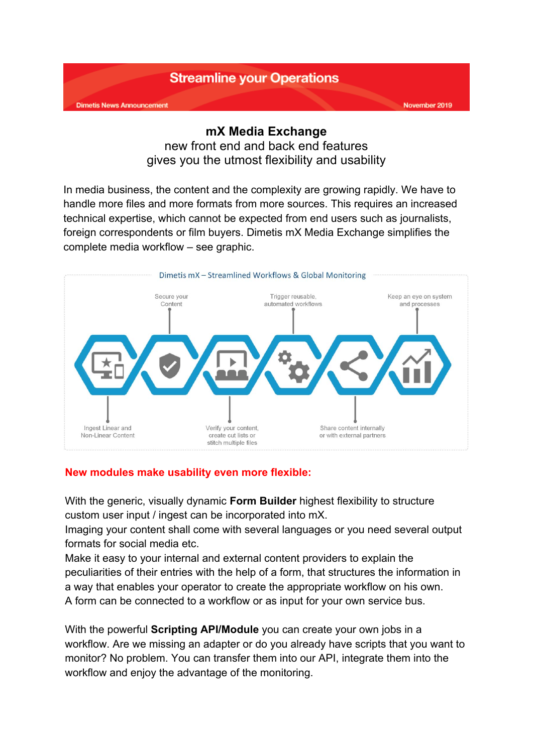**Streamline your Operations**

Dimetis News Announcement — November 2019

# mX Media Exchange

new front end and back end features
gives you the utmost flexibility and usability

In media business, the content and the complexity are growing rapidly. We have to handle more files and more formats from more sources. This requires an increased technical expertise, which cannot be expected from end users such as journalists, foreign correspondents or film buyers. Dimetis mX Media Exchange simplifies the complete media workflow – see graphic.

Dimetis mX – Streamlined Workflows & Global Monitoring

- Ingest Linear and Non-Linear Content
- Secure your Content
- Verify your content, create cut lists or stitch multiple files
- Trigger reusable, automated workflows
- Share content internally or with external partners
- Keep an eye on system and processes

## New modules make usability even more flexible:

With the generic, visually dynamic **Form Builder** highest flexibility to structure custom user input / ingest can be incorporated into mX.
Imaging your content shall come with several languages or you need several output formats for social media etc.
Make it easy to your internal and external content providers to explain the peculiarities of their entries with the help of a form, that structures the information in a way that enables your operator to create the appropriate workflow on his own.
A form can be connected to a workflow or as input for your own service bus.

With the powerful **Scripting API/Module** you can create your own jobs in a workflow. Are we missing an adapter or do you already have scripts that you want to monitor? No problem. You can transfer them into our API, integrate them into the workflow and enjoy the advantage of the monitoring.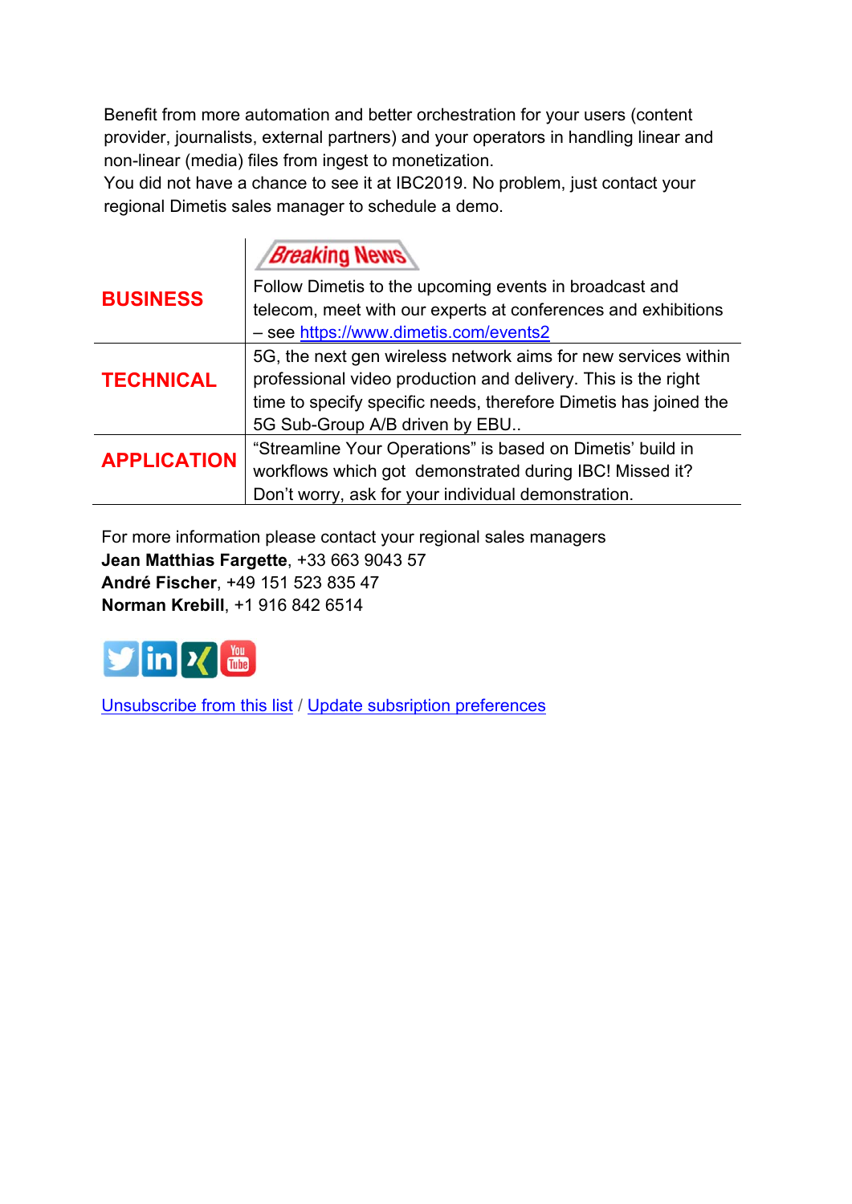Benefit from more automation and better orchestration for your users (content provider, journalists, external partners) and your operators in handling linear and non-linear (media) files from ingest to monetization.
You did not have a chance to see it at IBC2019. No problem, just contact your regional Dimetis sales manager to schedule a demo.

| | |
|---|---|
| **BUSINESS** | Breaking News<br>Follow Dimetis to the upcoming events in broadcast and telecom, meet with our experts at conferences and exhibitions – see [https://www.dimetis.com/events2](https://www.dimetis.com/events2) |
| **TECHNICAL** | 5G, the next gen wireless network aims for new services within professional video production and delivery. This is the right time to specify specific needs, therefore Dimetis has joined the 5G Sub-Group A/B driven by EBU.. |
| **APPLICATION** | “Streamline Your Operations” is based on Dimetis’ build in workflows which got demonstrated during IBC! Missed it? Don’t worry, ask for your individual demonstration. |

For more information please contact your regional sales managers
**Jean Matthias Fargette**, +33 663 9043 57
**André Fischer**, +49 151 523 835 47
**Norman Krebill**, +1 916 842 6514

Unsubscribe from this list / Update subsription preferences